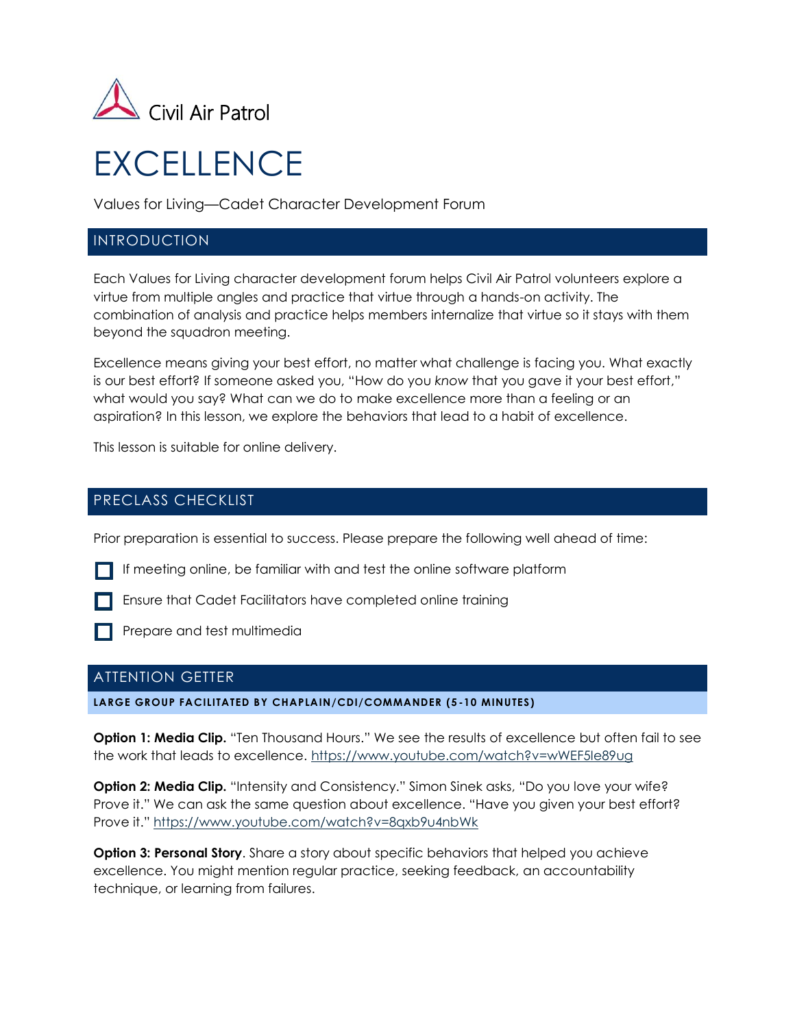Civil Air Patrol

# EXCELLENCE

Values for Living—Cadet Character Development Forum

## INTRODUCTION

Each Values for Living character development forum helps Civil Air Patrol volunteers explore a virtue from multiple angles and practice that virtue through a hands-on activity. The combination of analysis and practice helps members internalize that virtue so it stays with them beyond the squadron meeting.

Excellence means giving your best effort, no matter what challenge is facing you. What exactly is our best effort? If someone asked you, "How do you *know* that you gave it your best effort," what would you say? What can we do to make excellence more than a feeling or an aspiration? In this lesson, we explore the behaviors that lead to a habit of excellence.

This lesson is suitable for online delivery.

## PRECLASS CHECKLIST

Prior preparation is essential to success. Please prepare the following well ahead of time:

- [ ] If meeting online, be familiar with and test the online software platform
- [ ] Ensure that Cadet Facilitators have completed online training
- [ ] Prepare and test multimedia

## ATTENTION GETTER

**LARGE GROUP FACILITATED BY CHAPLAIN/CDI/COMMANDER (5-10 MINUTES)**

**Option 1: Media Clip.** "Ten Thousand Hours." We see the results of excellence but often fail to see the work that leads to excellence. https://www.youtube.com/watch?v=wWEF5le89ug

**Option 2: Media Clip.** "Intensity and Consistency." Simon Sinek asks, "Do you love your wife? Prove it." We can ask the same question about excellence. "Have you given your best effort? Prove it." https://www.youtube.com/watch?v=8qxb9u4nbWk

**Option 3: Personal Story**. Share a story about specific behaviors that helped you achieve excellence. You might mention regular practice, seeking feedback, an accountability technique, or learning from failures.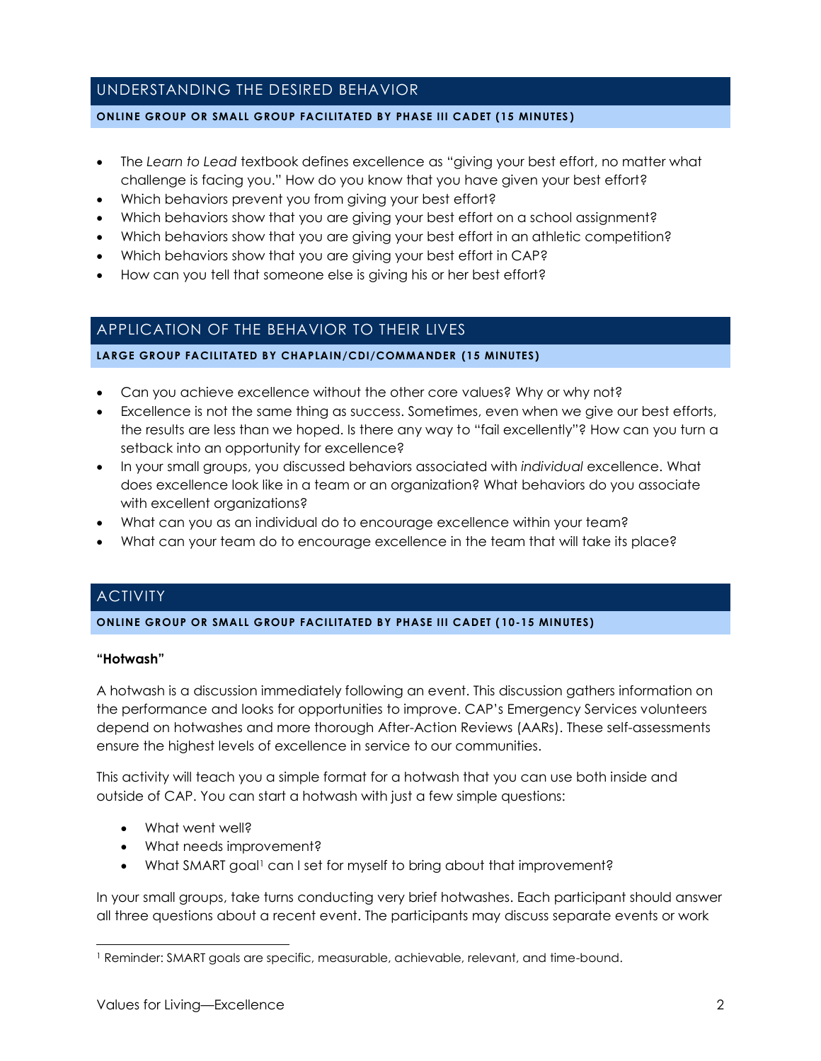## UNDERSTANDING THE DESIRED BEHAVIOR

**ONLINE GROUP OR SMALL GROUP FACILITATED BY PHASE III CADET (15 MINUTES)**

- The *Learn to Lead* textbook defines excellence as "giving your best effort, no matter what challenge is facing you." How do you know that you have given your best effort?
- Which behaviors prevent you from giving your best effort?
- Which behaviors show that you are giving your best effort on a school assignment?
- Which behaviors show that you are giving your best effort in an athletic competition?
- Which behaviors show that you are giving your best effort in CAP?
- How can you tell that someone else is giving his or her best effort?

## APPLICATION OF THE BEHAVIOR TO THEIR LIVES

**LARGE GROUP FACILITATED BY CHAPLAIN/CDI/COMMANDER (15 MINUTES)**

- Can you achieve excellence without the other core values? Why or why not?
- Excellence is not the same thing as success. Sometimes, even when we give our best efforts, the results are less than we hoped. Is there any way to "fail excellently"? How can you turn a setback into an opportunity for excellence?
- In your small groups, you discussed behaviors associated with *individual* excellence. What does excellence look like in a team or an organization? What behaviors do you associate with excellent organizations?
- What can you as an individual do to encourage excellence within your team?
- What can your team do to encourage excellence in the team that will take its place?

## ACTIVITY

**ONLINE GROUP OR SMALL GROUP FACILITATED BY PHASE III CADET (10-15 MINUTES)**

**"Hotwash"**

A hotwash is a discussion immediately following an event. This discussion gathers information on the performance and looks for opportunities to improve. CAP's Emergency Services volunteers depend on hotwashes and more thorough After-Action Reviews (AARs). These self-assessments ensure the highest levels of excellence in service to our communities.

This activity will teach you a simple format for a hotwash that you can use both inside and outside of CAP. You can start a hotwash with just a few simple questions:

- What went well?
- What needs improvement?
- What SMART goal[1] can I set for myself to bring about that improvement?

In your small groups, take turns conducting very brief hotwashes. Each participant should answer all three questions about a recent event. The participants may discuss separate events or work

[1] Reminder: SMART goals are specific, measurable, achievable, relevant, and time-bound.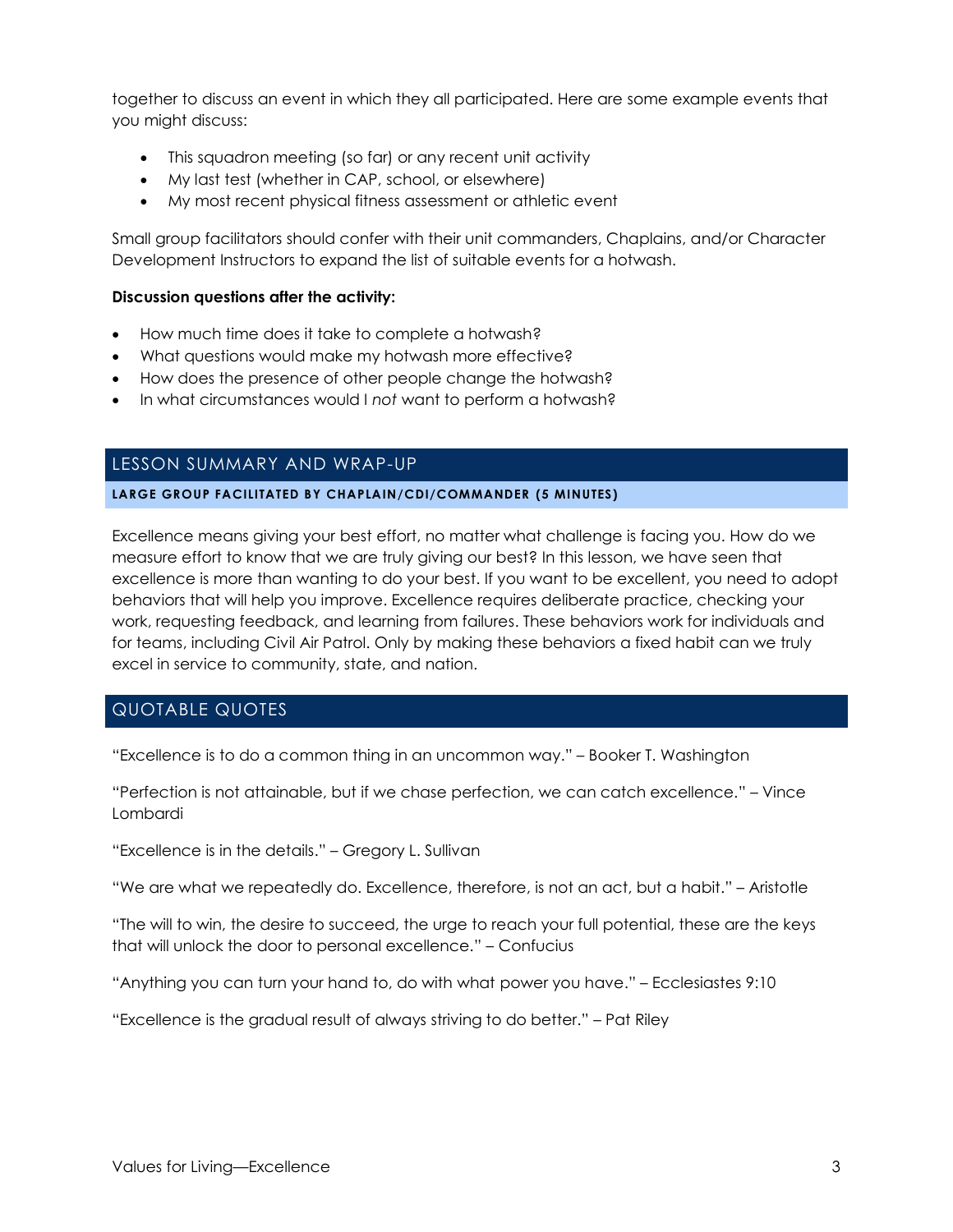together to discuss an event in which they all participated. Here are some example events that you might discuss:

- This squadron meeting (so far) or any recent unit activity
- My last test (whether in CAP, school, or elsewhere)
- My most recent physical fitness assessment or athletic event

Small group facilitators should confer with their unit commanders, Chaplains, and/or Character Development Instructors to expand the list of suitable events for a hotwash.

**Discussion questions after the activity:**

- How much time does it take to complete a hotwash?
- What questions would make my hotwash more effective?
- How does the presence of other people change the hotwash?
- In what circumstances would I *not* want to perform a hotwash?

## LESSON SUMMARY AND WRAP-UP

**LARGE GROUP FACILITATED BY CHAPLAIN/CDI/COMMANDER (5 MINUTES)**

Excellence means giving your best effort, no matter what challenge is facing you. How do we measure effort to know that we are truly giving our best? In this lesson, we have seen that excellence is more than wanting to do your best. If you want to be excellent, you need to adopt behaviors that will help you improve. Excellence requires deliberate practice, checking your work, requesting feedback, and learning from failures. These behaviors work for individuals and for teams, including Civil Air Patrol. Only by making these behaviors a fixed habit can we truly excel in service to community, state, and nation.

## QUOTABLE QUOTES

"Excellence is to do a common thing in an uncommon way." – Booker T. Washington

"Perfection is not attainable, but if we chase perfection, we can catch excellence." – Vince Lombardi

"Excellence is in the details." – Gregory L. Sullivan

"We are what we repeatedly do. Excellence, therefore, is not an act, but a habit." – Aristotle

"The will to win, the desire to succeed, the urge to reach your full potential, these are the keys that will unlock the door to personal excellence." – Confucius

"Anything you can turn your hand to, do with what power you have." – Ecclesiastes 9:10

"Excellence is the gradual result of always striving to do better." – Pat Riley